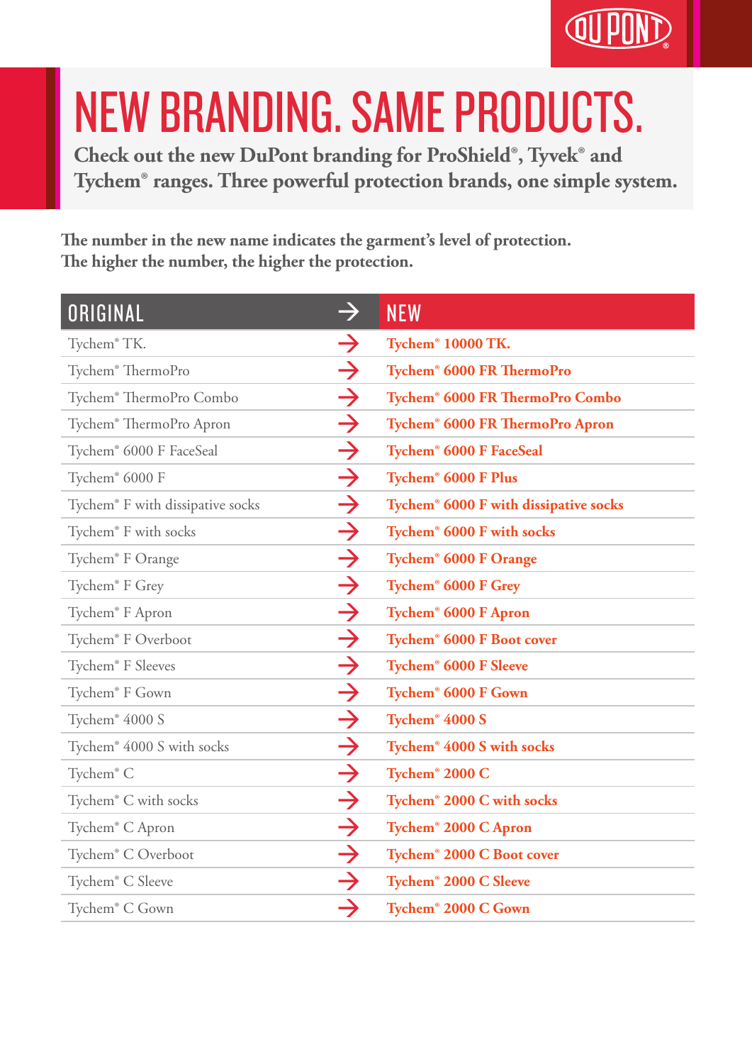# NEW BRANDING. SAME PRODUCTS.

**Check out the new DuPont branding for ProShield®, Tyvek® and Tychem® ranges. Three powerful protection brands, one simple system.**

**The number in the new name indicates the garment's level of protection. The higher the number, the higher the protection.**

| ORIGINAL | → | NEW |
|---|---|---|
| Tychem® TK. | → | **Tychem® 10000 TK.** |
| Tychem® ThermoPro | → | **Tychem® 6000 FR ThermoPro** |
| Tychem® ThermoPro Combo | → | **Tychem® 6000 FR ThermoPro Combo** |
| Tychem® ThermoPro Apron | → | **Tychem® 6000 FR ThermoPro Apron** |
| Tychem® 6000 F FaceSeal | → | **Tychem® 6000 F FaceSeal** |
| Tychem® 6000 F | → | **Tychem® 6000 F Plus** |
| Tychem® F with dissipative socks | → | **Tychem® 6000 F with dissipative socks** |
| Tychem® F with socks | → | **Tychem® 6000 F with socks** |
| Tychem® F Orange | → | **Tychem® 6000 F Orange** |
| Tychem® F Grey | → | **Tychem® 6000 F Grey** |
| Tychem® F Apron | → | **Tychem® 6000 F Apron** |
| Tychem® F Overboot | → | **Tychem® 6000 F Boot cover** |
| Tychem® F Sleeves | → | **Tychem® 6000 F Sleeve** |
| Tychem® F Gown | → | **Tychem® 6000 F Gown** |
| Tychem® 4000 S | → | **Tychem® 4000 S** |
| Tychem® 4000 S with socks | → | **Tychem® 4000 S with socks** |
| Tychem® C | → | **Tychem® 2000 C** |
| Tychem® C with socks | → | **Tychem® 2000 C with socks** |
| Tychem® C Apron | → | **Tychem® 2000 C Apron** |
| Tychem® C Overboot | → | **Tychem® 2000 C Boot cover** |
| Tychem® C Sleeve | → | **Tychem® 2000 C Sleeve** |
| Tychem® C Gown | → | **Tychem® 2000 C Gown** |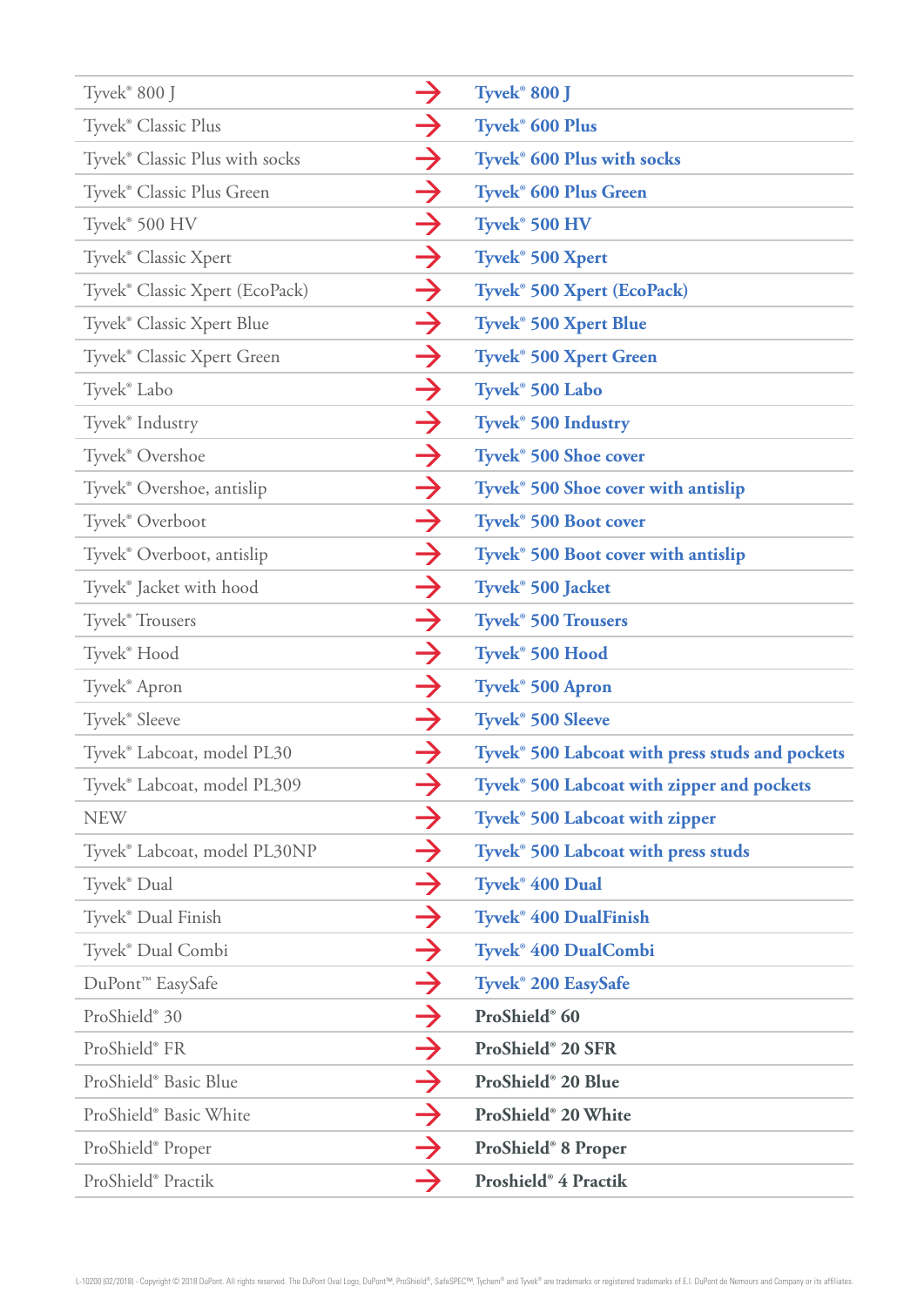| | | |
|---|---|---|
| Tyvek® 800 J | → | **Tyvek® 800 J** |
| Tyvek® Classic Plus | → | **Tyvek® 600 Plus** |
| Tyvek® Classic Plus with socks | → | **Tyvek® 600 Plus with socks** |
| Tyvek® Classic Plus Green | → | **Tyvek® 600 Plus Green** |
| Tyvek® 500 HV | → | **Tyvek® 500 HV** |
| Tyvek® Classic Xpert | → | **Tyvek® 500 Xpert** |
| Tyvek® Classic Xpert (EcoPack) | → | **Tyvek® 500 Xpert (EcoPack)** |
| Tyvek® Classic Xpert Blue | → | **Tyvek® 500 Xpert Blue** |
| Tyvek® Classic Xpert Green | → | **Tyvek® 500 Xpert Green** |
| Tyvek® Labo | → | **Tyvek® 500 Labo** |
| Tyvek® Industry | → | **Tyvek® 500 Industry** |
| Tyvek® Overshoe | → | **Tyvek® 500 Shoe cover** |
| Tyvek® Overshoe, antislip | → | **Tyvek® 500 Shoe cover with antislip** |
| Tyvek® Overboot | → | **Tyvek® 500 Boot cover** |
| Tyvek® Overboot, antislip | → | **Tyvek® 500 Boot cover with antislip** |
| Tyvek® Jacket with hood | → | **Tyvek® 500 Jacket** |
| Tyvek® Trousers | → | **Tyvek® 500 Trousers** |
| Tyvek® Hood | → | **Tyvek® 500 Hood** |
| Tyvek® Apron | → | **Tyvek® 500 Apron** |
| Tyvek® Sleeve | → | **Tyvek® 500 Sleeve** |
| Tyvek® Labcoat, model PL30 | → | **Tyvek® 500 Labcoat with press studs and pockets** |
| Tyvek® Labcoat, model PL309 | → | **Tyvek® 500 Labcoat with zipper and pockets** |
| NEW | → | **Tyvek® 500 Labcoat with zipper** |
| Tyvek® Labcoat, model PL30NP | → | **Tyvek® 500 Labcoat with press studs** |
| Tyvek® Dual | → | **Tyvek® 400 Dual** |
| Tyvek® Dual Finish | → | **Tyvek® 400 DualFinish** |
| Tyvek® Dual Combi | → | **Tyvek® 400 DualCombi** |
| DuPont™ EasySafe | → | **Tyvek® 200 EasySafe** |
| ProShield® 30 | → | **ProShield® 60** |
| ProShield® FR | → | **ProShield® 20 SFR** |
| ProShield® Basic Blue | → | **ProShield® 20 Blue** |
| ProShield® Basic White | → | **ProShield® 20 White** |
| ProShield® Proper | → | **ProShield® 8 Proper** |
| ProShield® Practik | → | **Proshield® 4 Practik** |

L-10200 (02/2018) - Copyright © 2018 DuPont. All rights reserved. The DuPont Oval Logo, DuPont™, ProShield®, SafeSPEC™, Tychem® and Tyvek® are trademarks or registered trademarks of E.I. DuPont de Nemours and Company or its affiliates.